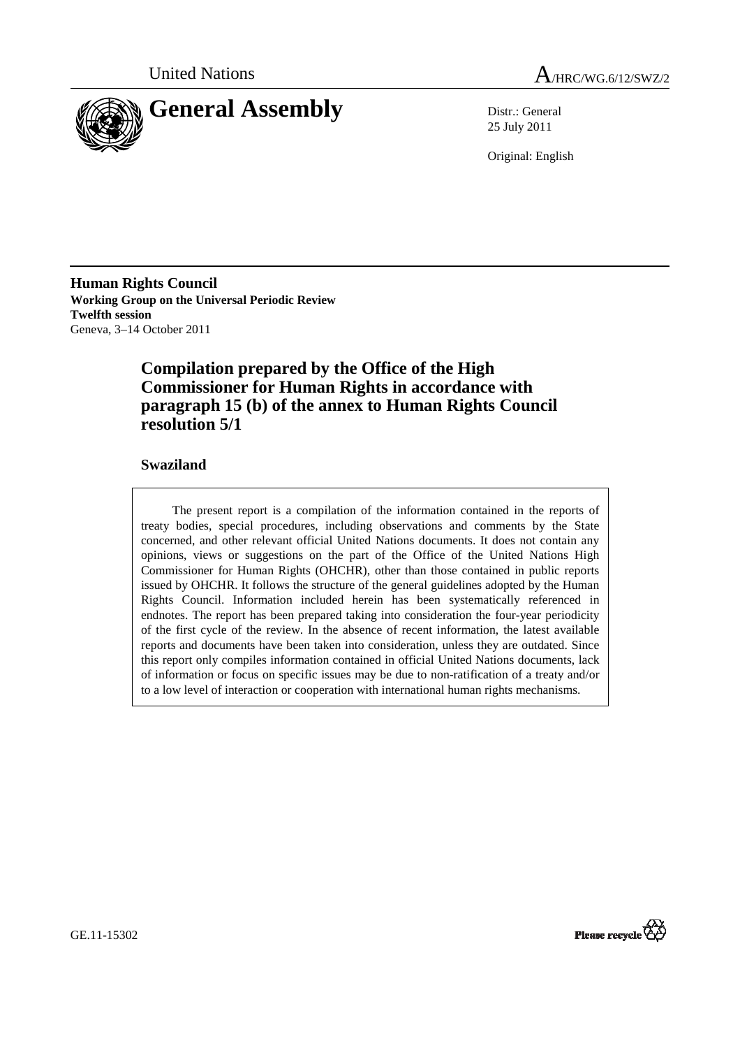United Nations

# A/HRC/WG.6/12/SWZ/2

# General Assembly

Distr.: General
25 July 2011

Original: English

**Human Rights Council**
**Working Group on the Universal Periodic Review**
**Twelfth session**
Geneva, 3–14 October 2011

## Compilation prepared by the Office of the High Commissioner for Human Rights in accordance with paragraph 15 (b) of the annex to Human Rights Council resolution 5/1

### Swaziland

The present report is a compilation of the information contained in the reports of treaty bodies, special procedures, including observations and comments by the State concerned, and other relevant official United Nations documents. It does not contain any opinions, views or suggestions on the part of the Office of the United Nations High Commissioner for Human Rights (OHCHR), other than those contained in public reports issued by OHCHR. It follows the structure of the general guidelines adopted by the Human Rights Council. Information included herein has been systematically referenced in endnotes. The report has been prepared taking into consideration the four-year periodicity of the first cycle of the review. In the absence of recent information, the latest available reports and documents have been taken into consideration, unless they are outdated. Since this report only compiles information contained in official United Nations documents, lack of information or focus on specific issues may be due to non-ratification of a treaty and/or to a low level of interaction or cooperation with international human rights mechanisms.

GE.11-15302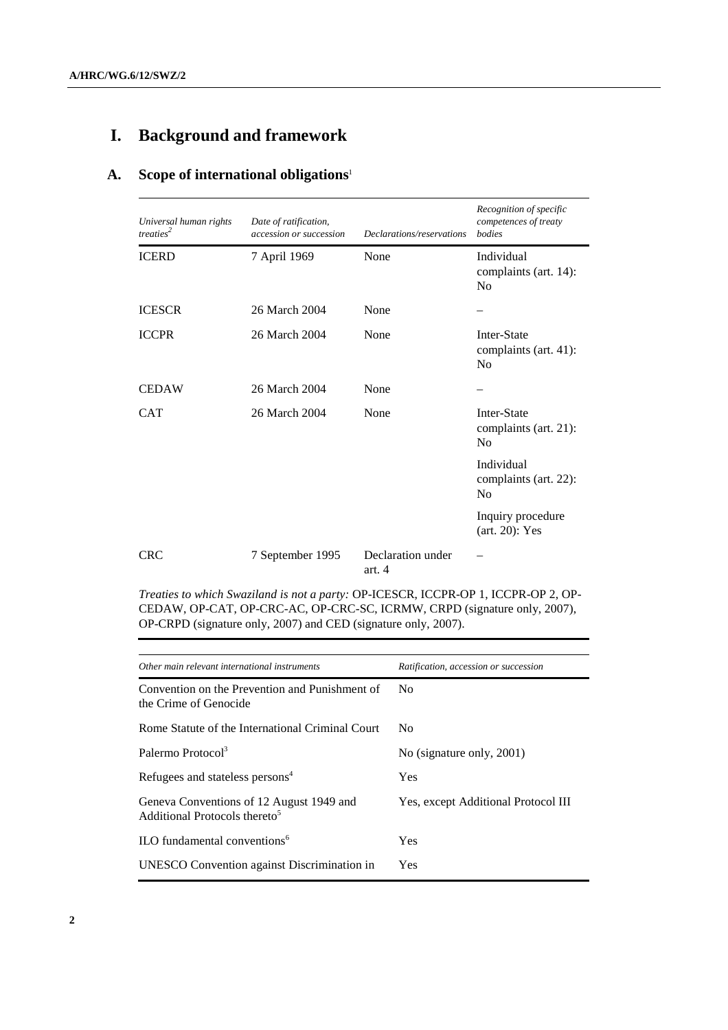# I. Background and framework

## A. Scope of international obligations[1]

| *Universal human rights treaties*[2] | *Date of ratification, accession or succession* | *Declarations/reservations* | *Recognition of specific competences of treaty bodies* |
|---|---|---|---|
| ICERD | 7 April 1969 | None | Individual complaints (art. 14): No |
| ICESCR | 26 March 2004 | None | – |
| ICCPR | 26 March 2004 | None | Inter-State complaints (art. 41): No |
| CEDAW | 26 March 2004 | None | – |
| CAT | 26 March 2004 | None | Inter-State complaints (art. 21): No<br>Individual complaints (art. 22): No<br>Inquiry procedure (art. 20): Yes |
| CRC | 7 September 1995 | Declaration under art. 4 | – |

*Treaties to which Swaziland is not a party:* OP-ICESCR, ICCPR-OP 1, ICCPR-OP 2, OP-CEDAW, OP-CAT, OP-CRC-AC, OP-CRC-SC, ICRMW, CRPD (signature only, 2007), OP-CRPD (signature only, 2007) and CED (signature only, 2007).

| *Other main relevant international instruments* | *Ratification, accession or succession* |
|---|---|
| Convention on the Prevention and Punishment of the Crime of Genocide | No |
| Rome Statute of the International Criminal Court | No |
| Palermo Protocol[3] | No (signature only, 2001) |
| Refugees and stateless persons[4] | Yes |
| Geneva Conventions of 12 August 1949 and Additional Protocols thereto[5] | Yes, except Additional Protocol III |
| ILO fundamental conventions[6] | Yes |
| UNESCO Convention against Discrimination in | Yes |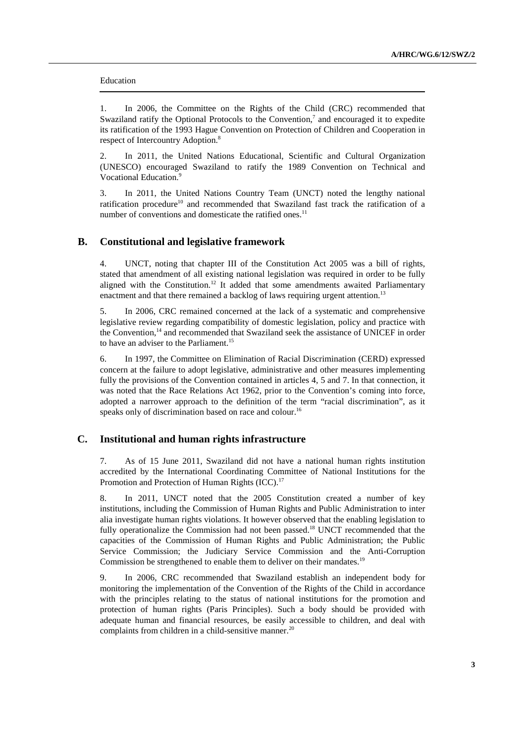Education

1. In 2006, the Committee on the Rights of the Child (CRC) recommended that Swaziland ratify the Optional Protocols to the Convention,[7] and encouraged it to expedite its ratification of the 1993 Hague Convention on Protection of Children and Cooperation in respect of Intercountry Adoption.[8]

2. In 2011, the United Nations Educational, Scientific and Cultural Organization (UNESCO) encouraged Swaziland to ratify the 1989 Convention on Technical and Vocational Education.[9]

3. In 2011, the United Nations Country Team (UNCT) noted the lengthy national ratification procedure[10] and recommended that Swaziland fast track the ratification of a number of conventions and domesticate the ratified ones.[11]

## B. Constitutional and legislative framework

4. UNCT, noting that chapter III of the Constitution Act 2005 was a bill of rights, stated that amendment of all existing national legislation was required in order to be fully aligned with the Constitution.[12] It added that some amendments awaited Parliamentary enactment and that there remained a backlog of laws requiring urgent attention.[13]

5. In 2006, CRC remained concerned at the lack of a systematic and comprehensive legislative review regarding compatibility of domestic legislation, policy and practice with the Convention,[14] and recommended that Swaziland seek the assistance of UNICEF in order to have an adviser to the Parliament.[15]

6. In 1997, the Committee on Elimination of Racial Discrimination (CERD) expressed concern at the failure to adopt legislative, administrative and other measures implementing fully the provisions of the Convention contained in articles 4, 5 and 7. In that connection, it was noted that the Race Relations Act 1962, prior to the Convention's coming into force, adopted a narrower approach to the definition of the term "racial discrimination", as it speaks only of discrimination based on race and colour.[16]

## C. Institutional and human rights infrastructure

7. As of 15 June 2011, Swaziland did not have a national human rights institution accredited by the International Coordinating Committee of National Institutions for the Promotion and Protection of Human Rights (ICC).[17]

8. In 2011, UNCT noted that the 2005 Constitution created a number of key institutions, including the Commission of Human Rights and Public Administration to inter alia investigate human rights violations. It however observed that the enabling legislation to fully operationalize the Commission had not been passed.[18] UNCT recommended that the capacities of the Commission of Human Rights and Public Administration; the Public Service Commission; the Judiciary Service Commission and the Anti-Corruption Commission be strengthened to enable them to deliver on their mandates.[19]

9. In 2006, CRC recommended that Swaziland establish an independent body for monitoring the implementation of the Convention of the Rights of the Child in accordance with the principles relating to the status of national institutions for the promotion and protection of human rights (Paris Principles). Such a body should be provided with adequate human and financial resources, be easily accessible to children, and deal with complaints from children in a child-sensitive manner.[20]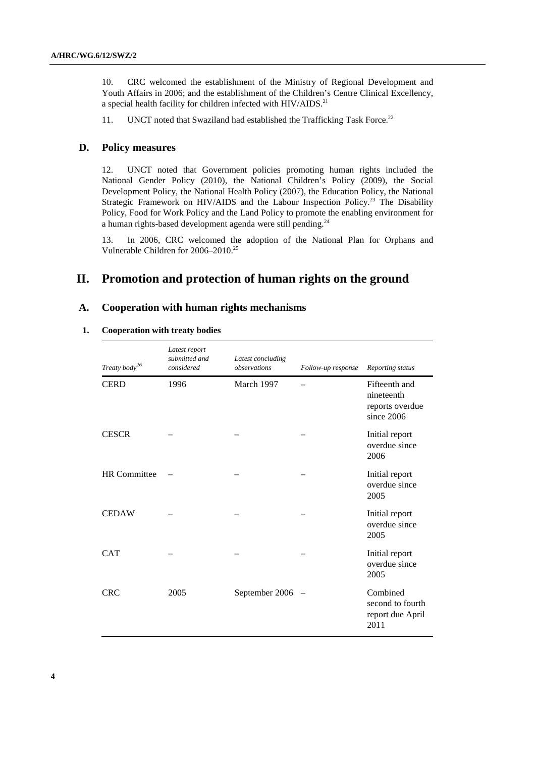10. CRC welcomed the establishment of the Ministry of Regional Development and Youth Affairs in 2006; and the establishment of the Children's Centre Clinical Excellency, a special health facility for children infected with HIV/AIDS.[21]

11. UNCT noted that Swaziland had established the Trafficking Task Force.[22]

## D. Policy measures

12. UNCT noted that Government policies promoting human rights included the National Gender Policy (2010), the National Children's Policy (2009), the Social Development Policy, the National Health Policy (2007), the Education Policy, the National Strategic Framework on HIV/AIDS and the Labour Inspection Policy.[23] The Disability Policy, Food for Work Policy and the Land Policy to promote the enabling environment for a human rights-based development agenda were still pending.[24]

13. In 2006, CRC welcomed the adoption of the National Plan for Orphans and Vulnerable Children for 2006–2010.[25]

# II. Promotion and protection of human rights on the ground

## A. Cooperation with human rights mechanisms

### 1. Cooperation with treaty bodies

| *Treaty body*[26] | *Latest report submitted and considered* | *Latest concluding observations* | *Follow-up response* | *Reporting status* |
|---|---|---|---|---|
| CERD | 1996 | March 1997 | – | Fifteenth and nineteenth reports overdue since 2006 |
| CESCR | – | – | – | Initial report overdue since 2006 |
| HR Committee | – | – | – | Initial report overdue since 2005 |
| CEDAW | – | – | – | Initial report overdue since 2005 |
| CAT | – | – | – | Initial report overdue since 2005 |
| CRC | 2005 | September 2006 | – | Combined second to fourth report due April 2011 |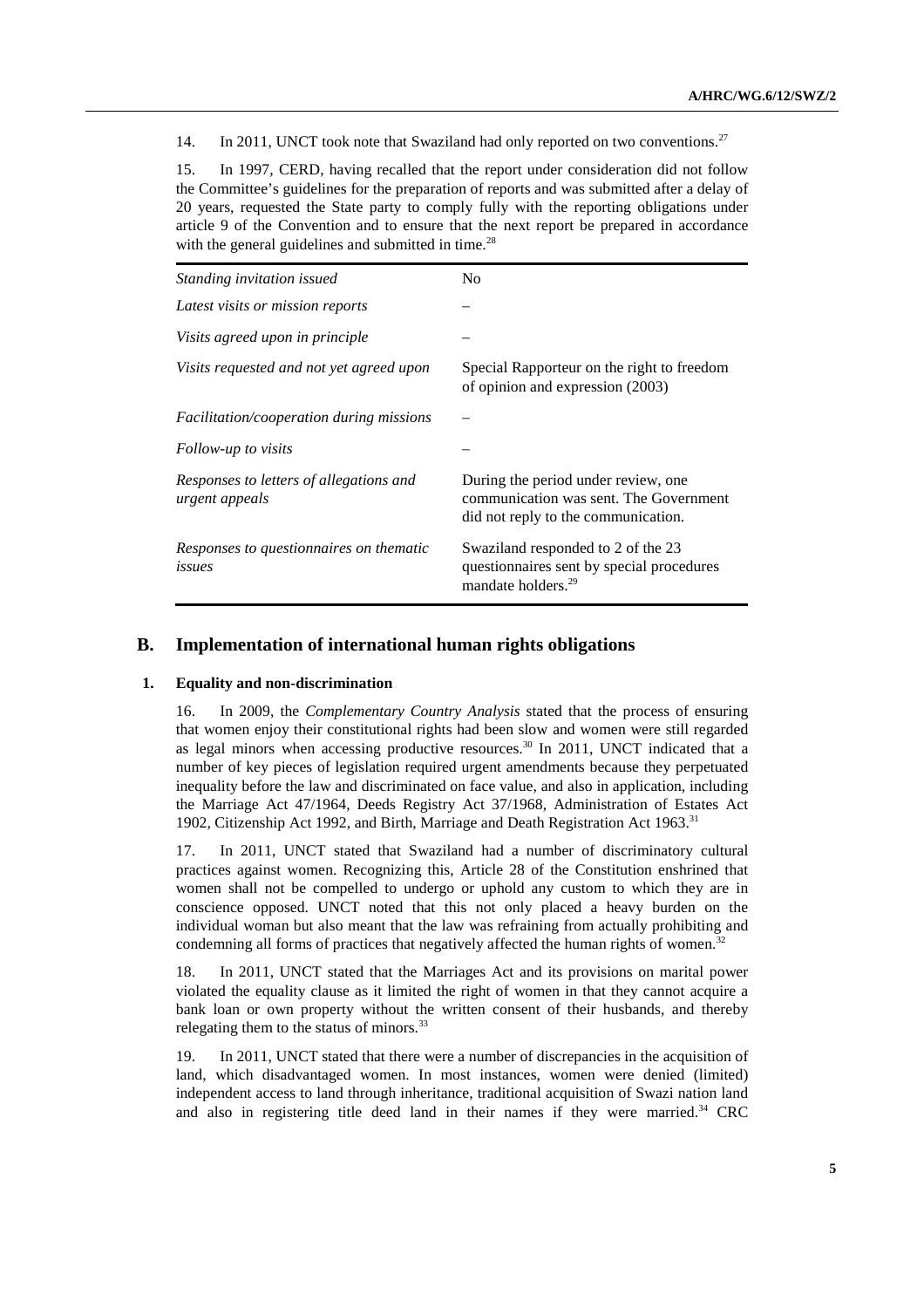14. In 2011, UNCT took note that Swaziland had only reported on two conventions.[27]

15. In 1997, CERD, having recalled that the report under consideration did not follow the Committee's guidelines for the preparation of reports and was submitted after a delay of 20 years, requested the State party to comply fully with the reporting obligations under article 9 of the Convention and to ensure that the next report be prepared in accordance with the general guidelines and submitted in time.[28]

| | |
|---|---|
| *Standing invitation issued* | No |
| *Latest visits or mission reports* | – |
| *Visits agreed upon in principle* | – |
| *Visits requested and not yet agreed upon* | Special Rapporteur on the right to freedom of opinion and expression (2003) |
| *Facilitation/cooperation during missions* | – |
| *Follow-up to visits* | – |
| *Responses to letters of allegations and urgent appeals* | During the period under review, one communication was sent. The Government did not reply to the communication. |
| *Responses to questionnaires on thematic issues* | Swaziland responded to 2 of the 23 questionnaires sent by special procedures mandate holders.[29] |

## B. Implementation of international human rights obligations

### 1. Equality and non-discrimination

16. In 2009, the *Complementary Country Analysis* stated that the process of ensuring that women enjoy their constitutional rights had been slow and women were still regarded as legal minors when accessing productive resources.[30] In 2011, UNCT indicated that a number of key pieces of legislation required urgent amendments because they perpetuated inequality before the law and discriminated on face value, and also in application, including the Marriage Act 47/1964, Deeds Registry Act 37/1968, Administration of Estates Act 1902, Citizenship Act 1992, and Birth, Marriage and Death Registration Act 1963.[31]

17. In 2011, UNCT stated that Swaziland had a number of discriminatory cultural practices against women. Recognizing this, Article 28 of the Constitution enshrined that women shall not be compelled to undergo or uphold any custom to which they are in conscience opposed. UNCT noted that this not only placed a heavy burden on the individual woman but also meant that the law was refraining from actually prohibiting and condemning all forms of practices that negatively affected the human rights of women.[32]

18. In 2011, UNCT stated that the Marriages Act and its provisions on marital power violated the equality clause as it limited the right of women in that they cannot acquire a bank loan or own property without the written consent of their husbands, and thereby relegating them to the status of minors.[33]

19. In 2011, UNCT stated that there were a number of discrepancies in the acquisition of land, which disadvantaged women. In most instances, women were denied (limited) independent access to land through inheritance, traditional acquisition of Swazi nation land and also in registering title deed land in their names if they were married.[34] CRC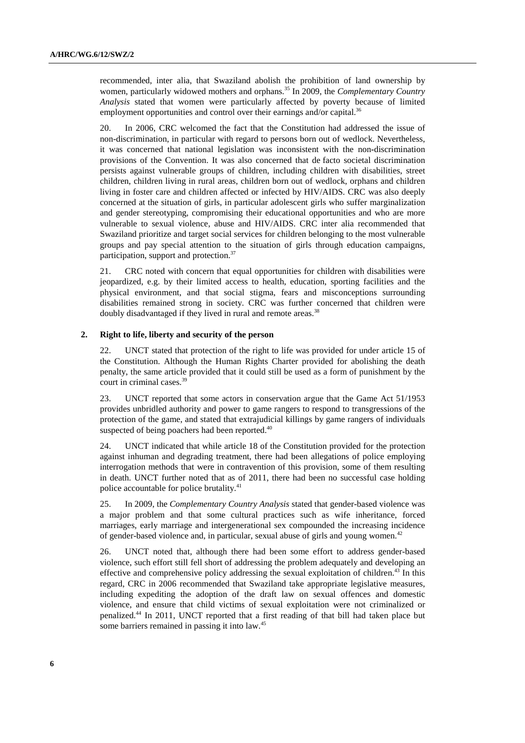recommended, inter alia, that Swaziland abolish the prohibition of land ownership by women, particularly widowed mothers and orphans.[35] In 2009, the *Complementary Country Analysis* stated that women were particularly affected by poverty because of limited employment opportunities and control over their earnings and/or capital.[36]

20. In 2006, CRC welcomed the fact that the Constitution had addressed the issue of non-discrimination, in particular with regard to persons born out of wedlock. Nevertheless, it was concerned that national legislation was inconsistent with the non-discrimination provisions of the Convention. It was also concerned that de facto societal discrimination persists against vulnerable groups of children, including children with disabilities, street children, children living in rural areas, children born out of wedlock, orphans and children living in foster care and children affected or infected by HIV/AIDS. CRC was also deeply concerned at the situation of girls, in particular adolescent girls who suffer marginalization and gender stereotyping, compromising their educational opportunities and who are more vulnerable to sexual violence, abuse and HIV/AIDS. CRC inter alia recommended that Swaziland prioritize and target social services for children belonging to the most vulnerable groups and pay special attention to the situation of girls through education campaigns, participation, support and protection.[37]

21. CRC noted with concern that equal opportunities for children with disabilities were jeopardized, e.g. by their limited access to health, education, sporting facilities and the physical environment, and that social stigma, fears and misconceptions surrounding disabilities remained strong in society. CRC was further concerned that children were doubly disadvantaged if they lived in rural and remote areas.[38]

### 2. Right to life, liberty and security of the person

22. UNCT stated that protection of the right to life was provided for under article 15 of the Constitution. Although the Human Rights Charter provided for abolishing the death penalty, the same article provided that it could still be used as a form of punishment by the court in criminal cases.[39]

23. UNCT reported that some actors in conservation argue that the Game Act 51/1953 provides unbridled authority and power to game rangers to respond to transgressions of the protection of the game, and stated that extrajudicial killings by game rangers of individuals suspected of being poachers had been reported.[40]

24. UNCT indicated that while article 18 of the Constitution provided for the protection against inhuman and degrading treatment, there had been allegations of police employing interrogation methods that were in contravention of this provision, some of them resulting in death. UNCT further noted that as of 2011, there had been no successful case holding police accountable for police brutality.[41]

25. In 2009, the *Complementary Country Analysis* stated that gender-based violence was a major problem and that some cultural practices such as wife inheritance, forced marriages, early marriage and intergenerational sex compounded the increasing incidence of gender-based violence and, in particular, sexual abuse of girls and young women.[42]

26. UNCT noted that, although there had been some effort to address gender-based violence, such effort still fell short of addressing the problem adequately and developing an effective and comprehensive policy addressing the sexual exploitation of children.[43] In this regard, CRC in 2006 recommended that Swaziland take appropriate legislative measures, including expediting the adoption of the draft law on sexual offences and domestic violence, and ensure that child victims of sexual exploitation were not criminalized or penalized.[44] In 2011, UNCT reported that a first reading of that bill had taken place but some barriers remained in passing it into law.[45]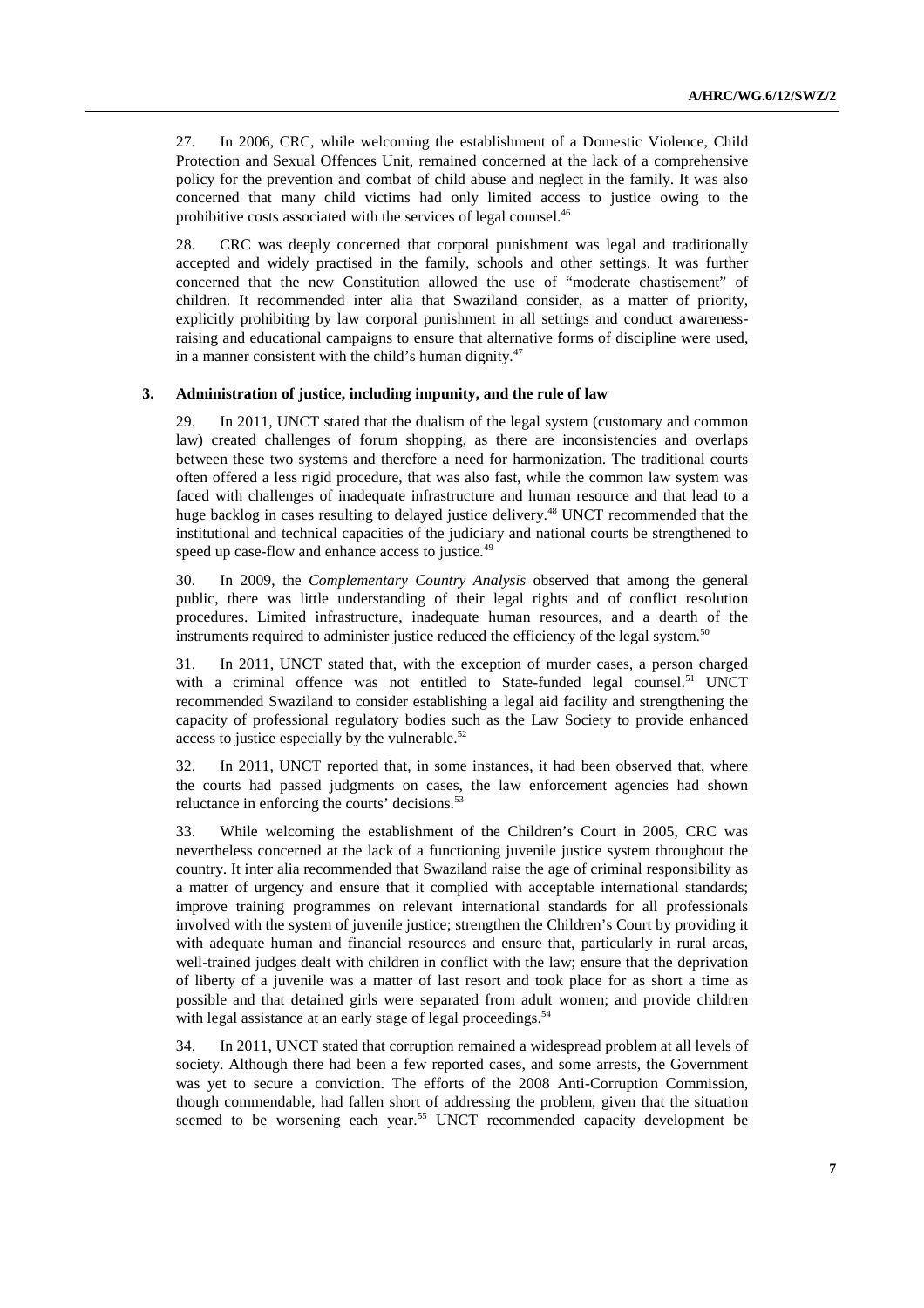27. In 2006, CRC, while welcoming the establishment of a Domestic Violence, Child Protection and Sexual Offences Unit, remained concerned at the lack of a comprehensive policy for the prevention and combat of child abuse and neglect in the family. It was also concerned that many child victims had only limited access to justice owing to the prohibitive costs associated with the services of legal counsel.[46]

28. CRC was deeply concerned that corporal punishment was legal and traditionally accepted and widely practised in the family, schools and other settings. It was further concerned that the new Constitution allowed the use of "moderate chastisement" of children. It recommended inter alia that Swaziland consider, as a matter of priority, explicitly prohibiting by law corporal punishment in all settings and conduct awareness-raising and educational campaigns to ensure that alternative forms of discipline were used, in a manner consistent with the child's human dignity.[47]

### 3. Administration of justice, including impunity, and the rule of law

29. In 2011, UNCT stated that the dualism of the legal system (customary and common law) created challenges of forum shopping, as there are inconsistencies and overlaps between these two systems and therefore a need for harmonization. The traditional courts often offered a less rigid procedure, that was also fast, while the common law system was faced with challenges of inadequate infrastructure and human resource and that lead to a huge backlog in cases resulting to delayed justice delivery.[48] UNCT recommended that the institutional and technical capacities of the judiciary and national courts be strengthened to speed up case-flow and enhance access to justice.[49]

30. In 2009, the *Complementary Country Analysis* observed that among the general public, there was little understanding of their legal rights and of conflict resolution procedures. Limited infrastructure, inadequate human resources, and a dearth of the instruments required to administer justice reduced the efficiency of the legal system.[50]

31. In 2011, UNCT stated that, with the exception of murder cases, a person charged with a criminal offence was not entitled to State-funded legal counsel.[51] UNCT recommended Swaziland to consider establishing a legal aid facility and strengthening the capacity of professional regulatory bodies such as the Law Society to provide enhanced access to justice especially by the vulnerable.[52]

32. In 2011, UNCT reported that, in some instances, it had been observed that, where the courts had passed judgments on cases, the law enforcement agencies had shown reluctance in enforcing the courts' decisions.[53]

33. While welcoming the establishment of the Children's Court in 2005, CRC was nevertheless concerned at the lack of a functioning juvenile justice system throughout the country. It inter alia recommended that Swaziland raise the age of criminal responsibility as a matter of urgency and ensure that it complied with acceptable international standards; improve training programmes on relevant international standards for all professionals involved with the system of juvenile justice; strengthen the Children's Court by providing it with adequate human and financial resources and ensure that, particularly in rural areas, well-trained judges dealt with children in conflict with the law; ensure that the deprivation of liberty of a juvenile was a matter of last resort and took place for as short a time as possible and that detained girls were separated from adult women; and provide children with legal assistance at an early stage of legal proceedings.[54]

34. In 2011, UNCT stated that corruption remained a widespread problem at all levels of society. Although there had been a few reported cases, and some arrests, the Government was yet to secure a conviction. The efforts of the 2008 Anti-Corruption Commission, though commendable, had fallen short of addressing the problem, given that the situation seemed to be worsening each year.[55] UNCT recommended capacity development be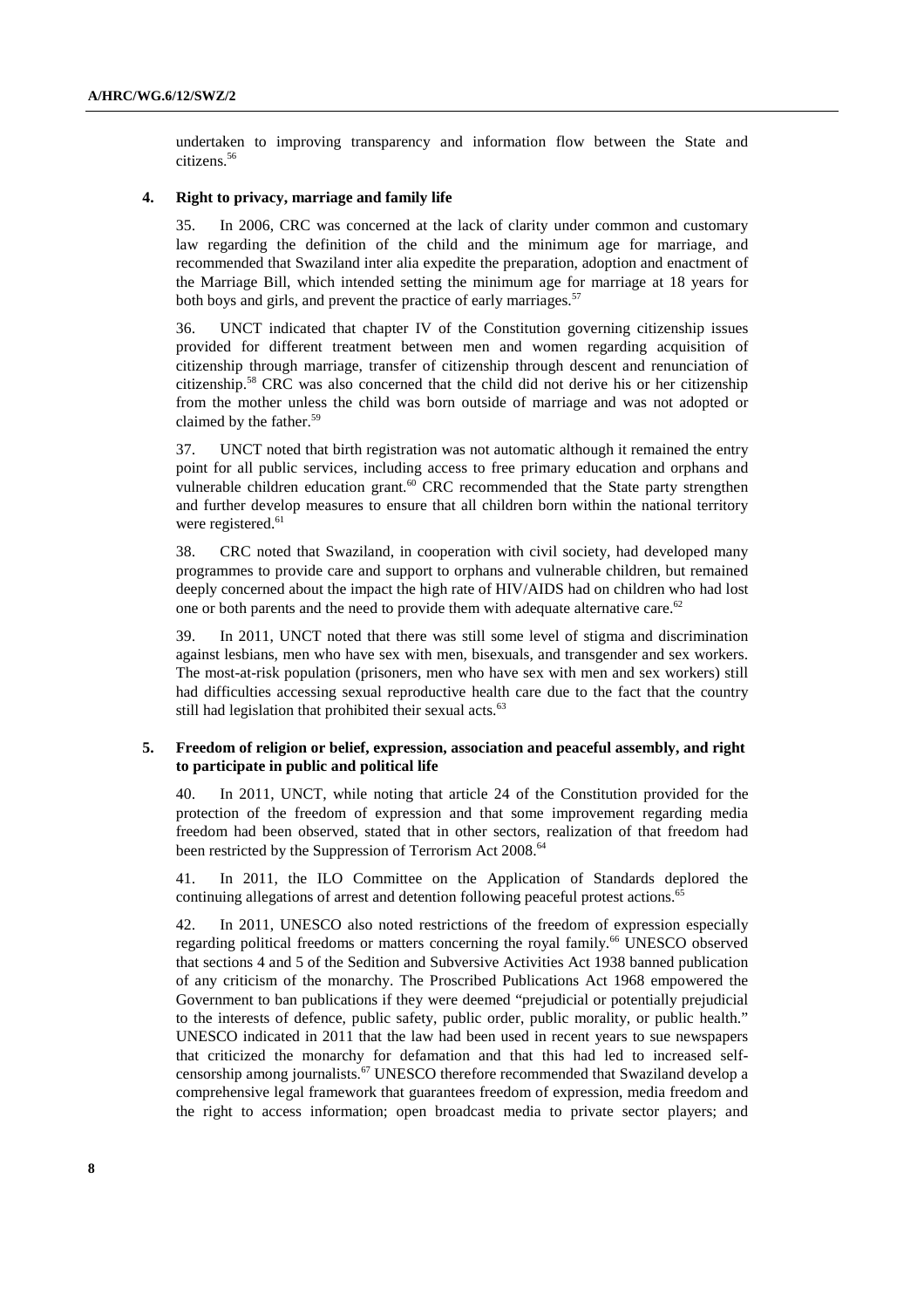undertaken to improving transparency and information flow between the State and citizens.[56]

### 4. Right to privacy, marriage and family life

35. In 2006, CRC was concerned at the lack of clarity under common and customary law regarding the definition of the child and the minimum age for marriage, and recommended that Swaziland inter alia expedite the preparation, adoption and enactment of the Marriage Bill, which intended setting the minimum age for marriage at 18 years for both boys and girls, and prevent the practice of early marriages.[57]

36. UNCT indicated that chapter IV of the Constitution governing citizenship issues provided for different treatment between men and women regarding acquisition of citizenship through marriage, transfer of citizenship through descent and renunciation of citizenship.[58] CRC was also concerned that the child did not derive his or her citizenship from the mother unless the child was born outside of marriage and was not adopted or claimed by the father.[59]

37. UNCT noted that birth registration was not automatic although it remained the entry point for all public services, including access to free primary education and orphans and vulnerable children education grant.[60] CRC recommended that the State party strengthen and further develop measures to ensure that all children born within the national territory were registered.[61]

38. CRC noted that Swaziland, in cooperation with civil society, had developed many programmes to provide care and support to orphans and vulnerable children, but remained deeply concerned about the impact the high rate of HIV/AIDS had on children who had lost one or both parents and the need to provide them with adequate alternative care.[62]

39. In 2011, UNCT noted that there was still some level of stigma and discrimination against lesbians, men who have sex with men, bisexuals, and transgender and sex workers. The most-at-risk population (prisoners, men who have sex with men and sex workers) still had difficulties accessing sexual reproductive health care due to the fact that the country still had legislation that prohibited their sexual acts.[63]

### 5. Freedom of religion or belief, expression, association and peaceful assembly, and right to participate in public and political life

40. In 2011, UNCT, while noting that article 24 of the Constitution provided for the protection of the freedom of expression and that some improvement regarding media freedom had been observed, stated that in other sectors, realization of that freedom had been restricted by the Suppression of Terrorism Act 2008.[64]

41. In 2011, the ILO Committee on the Application of Standards deplored the continuing allegations of arrest and detention following peaceful protest actions.[65]

42. In 2011, UNESCO also noted restrictions of the freedom of expression especially regarding political freedoms or matters concerning the royal family.[66] UNESCO observed that sections 4 and 5 of the Sedition and Subversive Activities Act 1938 banned publication of any criticism of the monarchy. The Proscribed Publications Act 1968 empowered the Government to ban publications if they were deemed "prejudicial or potentially prejudicial to the interests of defence, public safety, public order, public morality, or public health." UNESCO indicated in 2011 that the law had been used in recent years to sue newspapers that criticized the monarchy for defamation and that this had led to increased self-censorship among journalists.[67] UNESCO therefore recommended that Swaziland develop a comprehensive legal framework that guarantees freedom of expression, media freedom and the right to access information; open broadcast media to private sector players; and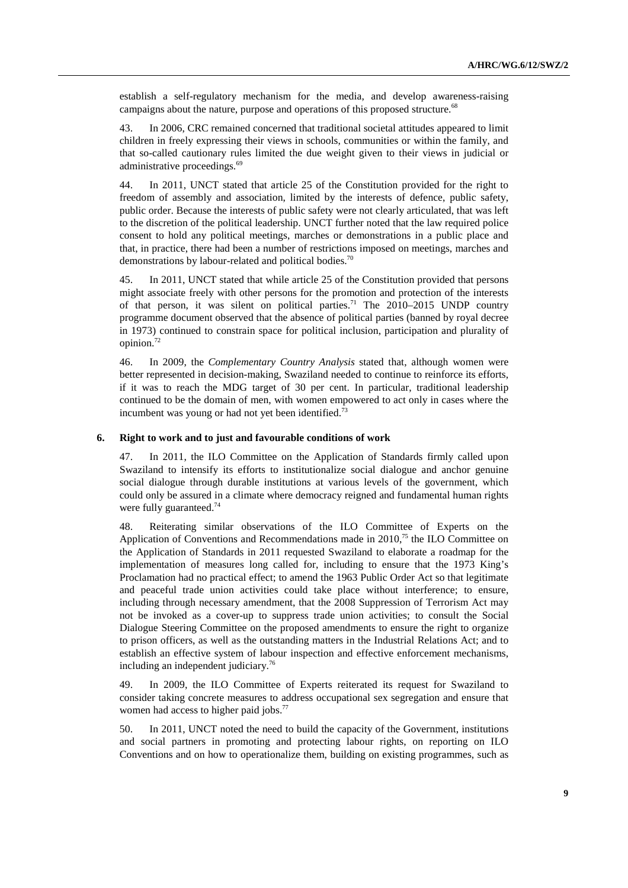establish a self-regulatory mechanism for the media, and develop awareness-raising campaigns about the nature, purpose and operations of this proposed structure.[68]

43. In 2006, CRC remained concerned that traditional societal attitudes appeared to limit children in freely expressing their views in schools, communities or within the family, and that so-called cautionary rules limited the due weight given to their views in judicial or administrative proceedings.[69]

44. In 2011, UNCT stated that article 25 of the Constitution provided for the right to freedom of assembly and association, limited by the interests of defence, public safety, public order. Because the interests of public safety were not clearly articulated, that was left to the discretion of the political leadership. UNCT further noted that the law required police consent to hold any political meetings, marches or demonstrations in a public place and that, in practice, there had been a number of restrictions imposed on meetings, marches and demonstrations by labour-related and political bodies.[70]

45. In 2011, UNCT stated that while article 25 of the Constitution provided that persons might associate freely with other persons for the promotion and protection of the interests of that person, it was silent on political parties.[71] The 2010–2015 UNDP country programme document observed that the absence of political parties (banned by royal decree in 1973) continued to constrain space for political inclusion, participation and plurality of opinion.[72]

46. In 2009, the *Complementary Country Analysis* stated that, although women were better represented in decision-making, Swaziland needed to continue to reinforce its efforts, if it was to reach the MDG target of 30 per cent. In particular, traditional leadership continued to be the domain of men, with women empowered to act only in cases where the incumbent was young or had not yet been identified.[73]

### 6. Right to work and to just and favourable conditions of work

47. In 2011, the ILO Committee on the Application of Standards firmly called upon Swaziland to intensify its efforts to institutionalize social dialogue and anchor genuine social dialogue through durable institutions at various levels of the government, which could only be assured in a climate where democracy reigned and fundamental human rights were fully guaranteed.[74]

48. Reiterating similar observations of the ILO Committee of Experts on the Application of Conventions and Recommendations made in 2010,[75] the ILO Committee on the Application of Standards in 2011 requested Swaziland to elaborate a roadmap for the implementation of measures long called for, including to ensure that the 1973 King's Proclamation had no practical effect; to amend the 1963 Public Order Act so that legitimate and peaceful trade union activities could take place without interference; to ensure, including through necessary amendment, that the 2008 Suppression of Terrorism Act may not be invoked as a cover-up to suppress trade union activities; to consult the Social Dialogue Steering Committee on the proposed amendments to ensure the right to organize to prison officers, as well as the outstanding matters in the Industrial Relations Act; and to establish an effective system of labour inspection and effective enforcement mechanisms, including an independent judiciary.[76]

49. In 2009, the ILO Committee of Experts reiterated its request for Swaziland to consider taking concrete measures to address occupational sex segregation and ensure that women had access to higher paid jobs.[77]

50. In 2011, UNCT noted the need to build the capacity of the Government, institutions and social partners in promoting and protecting labour rights, on reporting on ILO Conventions and on how to operationalize them, building on existing programmes, such as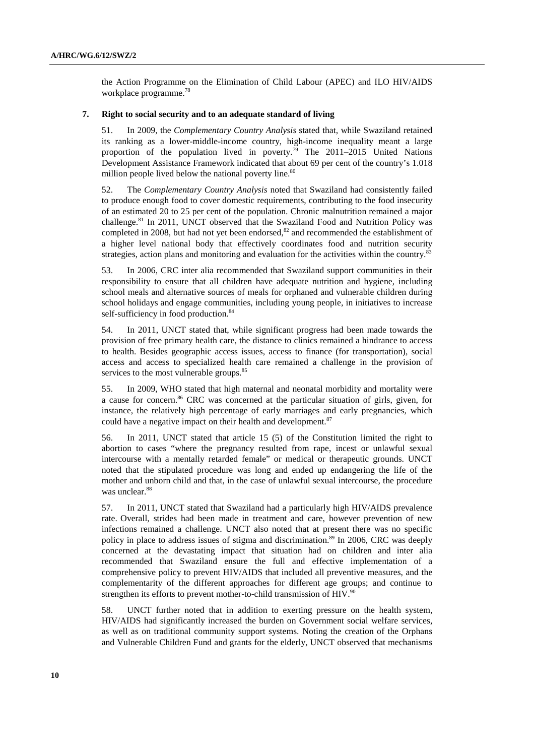the Action Programme on the Elimination of Child Labour (APEC) and ILO HIV/AIDS workplace programme.[78]

### 7. Right to social security and to an adequate standard of living

51. In 2009, the *Complementary Country Analysis* stated that, while Swaziland retained its ranking as a lower-middle-income country, high-income inequality meant a large proportion of the population lived in poverty.[79] The 2011–2015 United Nations Development Assistance Framework indicated that about 69 per cent of the country's 1.018 million people lived below the national poverty line.[80]

52. The *Complementary Country Analysis* noted that Swaziland had consistently failed to produce enough food to cover domestic requirements, contributing to the food insecurity of an estimated 20 to 25 per cent of the population. Chronic malnutrition remained a major challenge.[81] In 2011, UNCT observed that the Swaziland Food and Nutrition Policy was completed in 2008, but had not yet been endorsed,[82] and recommended the establishment of a higher level national body that effectively coordinates food and nutrition security strategies, action plans and monitoring and evaluation for the activities within the country.[83]

53. In 2006, CRC inter alia recommended that Swaziland support communities in their responsibility to ensure that all children have adequate nutrition and hygiene, including school meals and alternative sources of meals for orphaned and vulnerable children during school holidays and engage communities, including young people, in initiatives to increase self-sufficiency in food production.[84]

54. In 2011, UNCT stated that, while significant progress had been made towards the provision of free primary health care, the distance to clinics remained a hindrance to access to health. Besides geographic access issues, access to finance (for transportation), social access and access to specialized health care remained a challenge in the provision of services to the most vulnerable groups.[85]

55. In 2009, WHO stated that high maternal and neonatal morbidity and mortality were a cause for concern.[86] CRC was concerned at the particular situation of girls, given, for instance, the relatively high percentage of early marriages and early pregnancies, which could have a negative impact on their health and development.[87]

56. In 2011, UNCT stated that article 15 (5) of the Constitution limited the right to abortion to cases "where the pregnancy resulted from rape, incest or unlawful sexual intercourse with a mentally retarded female" or medical or therapeutic grounds. UNCT noted that the stipulated procedure was long and ended up endangering the life of the mother and unborn child and that, in the case of unlawful sexual intercourse, the procedure was unclear.[88]

57. In 2011, UNCT stated that Swaziland had a particularly high HIV/AIDS prevalence rate. Overall, strides had been made in treatment and care, however prevention of new infections remained a challenge. UNCT also noted that at present there was no specific policy in place to address issues of stigma and discrimination.[89] In 2006, CRC was deeply concerned at the devastating impact that situation had on children and inter alia recommended that Swaziland ensure the full and effective implementation of a comprehensive policy to prevent HIV/AIDS that included all preventive measures, and the complementarity of the different approaches for different age groups; and continue to strengthen its efforts to prevent mother-to-child transmission of HIV.[90]

58. UNCT further noted that in addition to exerting pressure on the health system, HIV/AIDS had significantly increased the burden on Government social welfare services, as well as on traditional community support systems. Noting the creation of the Orphans and Vulnerable Children Fund and grants for the elderly, UNCT observed that mechanisms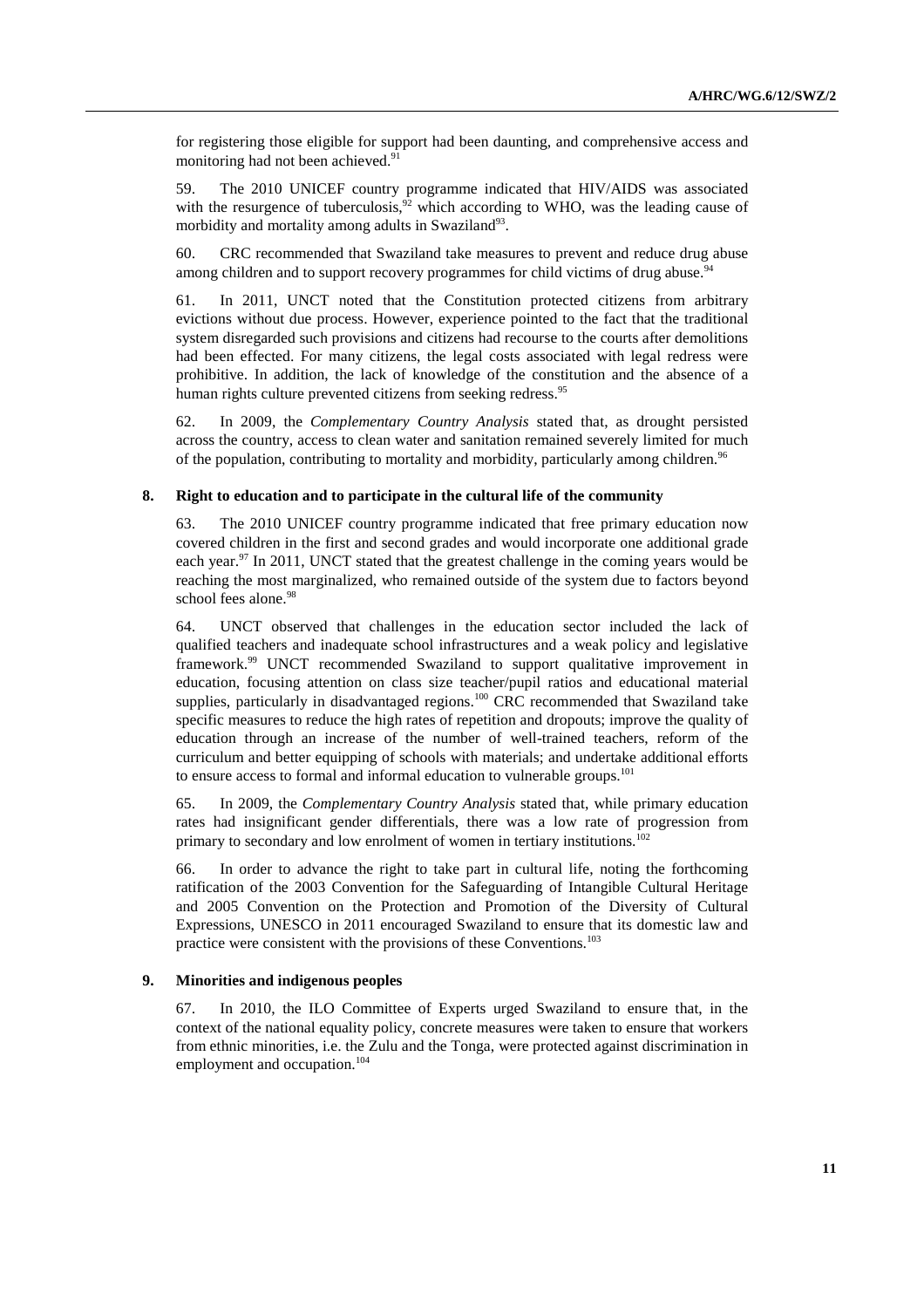for registering those eligible for support had been daunting, and comprehensive access and monitoring had not been achieved.[91]

59. The 2010 UNICEF country programme indicated that HIV/AIDS was associated with the resurgence of tuberculosis,[92] which according to WHO, was the leading cause of morbidity and mortality among adults in Swaziland[93].

60. CRC recommended that Swaziland take measures to prevent and reduce drug abuse among children and to support recovery programmes for child victims of drug abuse.[94]

61. In 2011, UNCT noted that the Constitution protected citizens from arbitrary evictions without due process. However, experience pointed to the fact that the traditional system disregarded such provisions and citizens had recourse to the courts after demolitions had been effected. For many citizens, the legal costs associated with legal redress were prohibitive. In addition, the lack of knowledge of the constitution and the absence of a human rights culture prevented citizens from seeking redress.[95]

62. In 2009, the *Complementary Country Analysis* stated that, as drought persisted across the country, access to clean water and sanitation remained severely limited for much of the population, contributing to mortality and morbidity, particularly among children.[96]

### 8. Right to education and to participate in the cultural life of the community

63. The 2010 UNICEF country programme indicated that free primary education now covered children in the first and second grades and would incorporate one additional grade each year.[97] In 2011, UNCT stated that the greatest challenge in the coming years would be reaching the most marginalized, who remained outside of the system due to factors beyond school fees alone.[98]

64. UNCT observed that challenges in the education sector included the lack of qualified teachers and inadequate school infrastructures and a weak policy and legislative framework.[99] UNCT recommended Swaziland to support qualitative improvement in education, focusing attention on class size teacher/pupil ratios and educational material supplies, particularly in disadvantaged regions.[100] CRC recommended that Swaziland take specific measures to reduce the high rates of repetition and dropouts; improve the quality of education through an increase of the number of well-trained teachers, reform of the curriculum and better equipping of schools with materials; and undertake additional efforts to ensure access to formal and informal education to vulnerable groups.[101]

65. In 2009, the *Complementary Country Analysis* stated that, while primary education rates had insignificant gender differentials, there was a low rate of progression from primary to secondary and low enrolment of women in tertiary institutions.[102]

66. In order to advance the right to take part in cultural life, noting the forthcoming ratification of the 2003 Convention for the Safeguarding of Intangible Cultural Heritage and 2005 Convention on the Protection and Promotion of the Diversity of Cultural Expressions, UNESCO in 2011 encouraged Swaziland to ensure that its domestic law and practice were consistent with the provisions of these Conventions.[103]

### 9. Minorities and indigenous peoples

67. In 2010, the ILO Committee of Experts urged Swaziland to ensure that, in the context of the national equality policy, concrete measures were taken to ensure that workers from ethnic minorities, i.e. the Zulu and the Tonga, were protected against discrimination in employment and occupation.[104]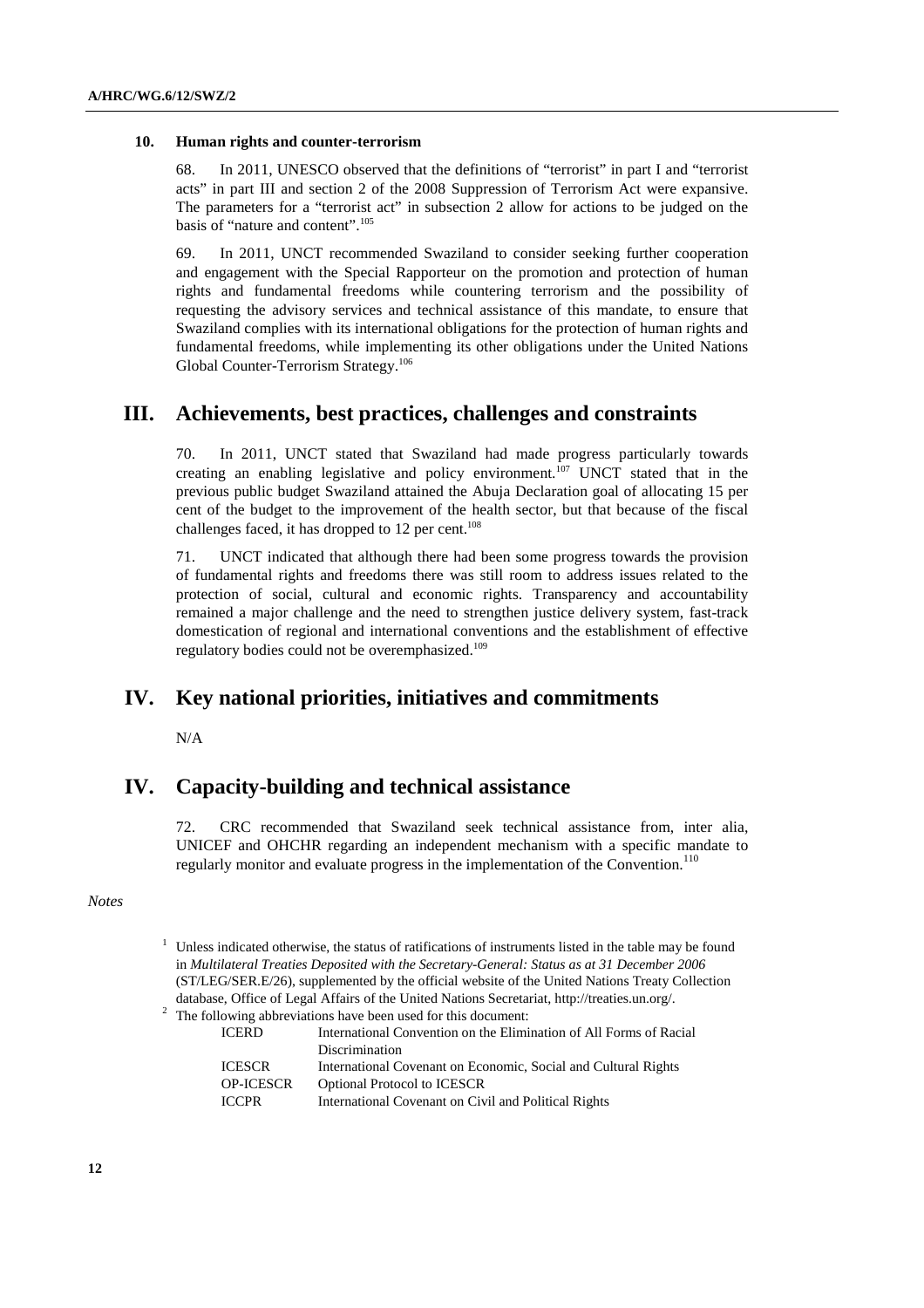### 10. Human rights and counter-terrorism

68. In 2011, UNESCO observed that the definitions of "terrorist" in part I and "terrorist acts" in part III and section 2 of the 2008 Suppression of Terrorism Act were expansive. The parameters for a "terrorist act" in subsection 2 allow for actions to be judged on the basis of "nature and content".[105]

69. In 2011, UNCT recommended Swaziland to consider seeking further cooperation and engagement with the Special Rapporteur on the promotion and protection of human rights and fundamental freedoms while countering terrorism and the possibility of requesting the advisory services and technical assistance of this mandate, to ensure that Swaziland complies with its international obligations for the protection of human rights and fundamental freedoms, while implementing its other obligations under the United Nations Global Counter-Terrorism Strategy.[106]

## III. Achievements, best practices, challenges and constraints

70. In 2011, UNCT stated that Swaziland had made progress particularly towards creating an enabling legislative and policy environment.[107] UNCT stated that in the previous public budget Swaziland attained the Abuja Declaration goal of allocating 15 per cent of the budget to the improvement of the health sector, but that because of the fiscal challenges faced, it has dropped to 12 per cent.[108]

71. UNCT indicated that although there had been some progress towards the provision of fundamental rights and freedoms there was still room to address issues related to the protection of social, cultural and economic rights. Transparency and accountability remained a major challenge and the need to strengthen justice delivery system, fast-track domestication of regional and international conventions and the establishment of effective regulatory bodies could not be overemphasized.[109]

## IV. Key national priorities, initiatives and commitments

N/A

## IV. Capacity-building and technical assistance

72. CRC recommended that Swaziland seek technical assistance from, inter alia, UNICEF and OHCHR regarding an independent mechanism with a specific mandate to regularly monitor and evaluate progress in the implementation of the Convention.[110]

*Notes*

[1] Unless indicated otherwise, the status of ratifications of instruments listed in the table may be found in *Multilateral Treaties Deposited with the Secretary-General: Status as at 31 December 2006* (ST/LEG/SER.E/26), supplemented by the official website of the United Nations Treaty Collection database, Office of Legal Affairs of the United Nations Secretariat, http://treaties.un.org/.

[2] The following abbreviations have been used for this document:

| | |
|---|---|
| ICERD | International Convention on the Elimination of All Forms of Racial Discrimination |
| ICESCR | International Covenant on Economic, Social and Cultural Rights |
| OP-ICESCR | Optional Protocol to ICESCR |
| ICCPR | International Covenant on Civil and Political Rights |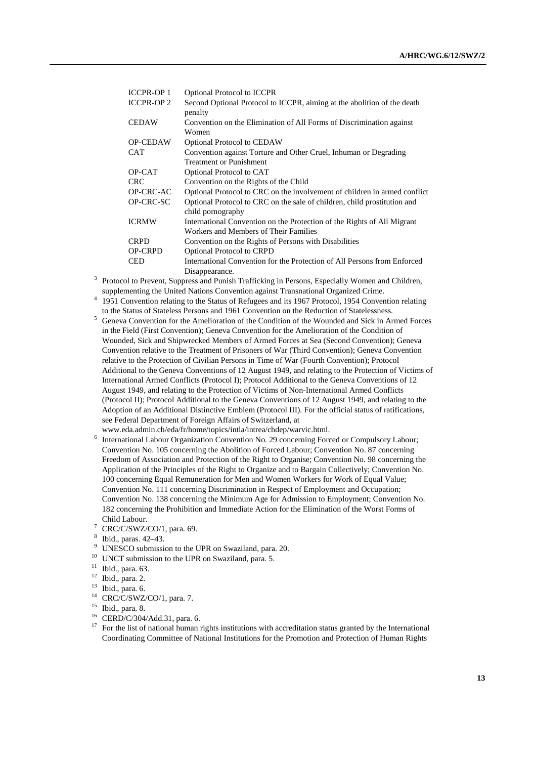| | |
|---|---|
| ICCPR-OP 1 | Optional Protocol to ICCPR |
| ICCPR-OP 2 | Second Optional Protocol to ICCPR, aiming at the abolition of the death penalty |
| CEDAW | Convention on the Elimination of All Forms of Discrimination against Women |
| OP-CEDAW | Optional Protocol to CEDAW |
| CAT | Convention against Torture and Other Cruel, Inhuman or Degrading Treatment or Punishment |
| OP-CAT | Optional Protocol to CAT |
| CRC | Convention on the Rights of the Child |
| OP-CRC-AC | Optional Protocol to CRC on the involvement of children in armed conflict |
| OP-CRC-SC | Optional Protocol to CRC on the sale of children, child prostitution and child pornography |
| ICRMW | International Convention on the Protection of the Rights of All Migrant Workers and Members of Their Families |
| CRPD | Convention on the Rights of Persons with Disabilities |
| OP-CRPD | Optional Protocol to CRPD |
| CED | International Convention for the Protection of All Persons from Enforced Disappearance. |

[3] Protocol to Prevent, Suppress and Punish Trafficking in Persons, Especially Women and Children, supplementing the United Nations Convention against Transnational Organized Crime.

[4] 1951 Convention relating to the Status of Refugees and its 1967 Protocol, 1954 Convention relating to the Status of Stateless Persons and 1961 Convention on the Reduction of Statelessness.

[5] Geneva Convention for the Amelioration of the Condition of the Wounded and Sick in Armed Forces in the Field (First Convention); Geneva Convention for the Amelioration of the Condition of Wounded, Sick and Shipwrecked Members of Armed Forces at Sea (Second Convention); Geneva Convention relative to the Treatment of Prisoners of War (Third Convention); Geneva Convention relative to the Protection of Civilian Persons in Time of War (Fourth Convention); Protocol Additional to the Geneva Conventions of 12 August 1949, and relating to the Protection of Victims of International Armed Conflicts (Protocol I); Protocol Additional to the Geneva Conventions of 12 August 1949, and relating to the Protection of Victims of Non-International Armed Conflicts (Protocol II); Protocol Additional to the Geneva Conventions of 12 August 1949, and relating to the Adoption of an Additional Distinctive Emblem (Protocol III). For the official status of ratifications, see Federal Department of Foreign Affairs of Switzerland, at www.eda.admin.ch/eda/fr/home/topics/intla/intrea/chdep/warvic.html.

[6] International Labour Organization Convention No. 29 concerning Forced or Compulsory Labour; Convention No. 105 concerning the Abolition of Forced Labour; Convention No. 87 concerning Freedom of Association and Protection of the Right to Organise; Convention No. 98 concerning the Application of the Principles of the Right to Organize and to Bargain Collectively; Convention No. 100 concerning Equal Remuneration for Men and Women Workers for Work of Equal Value; Convention No. 111 concerning Discrimination in Respect of Employment and Occupation; Convention No. 138 concerning the Minimum Age for Admission to Employment; Convention No. 182 concerning the Prohibition and Immediate Action for the Elimination of the Worst Forms of Child Labour.

[7] CRC/C/SWZ/CO/1, para. 69.

[8] Ibid., paras. 42–43.

[9] UNESCO submission to the UPR on Swaziland, para. 20.

[10] UNCT submission to the UPR on Swaziland, para. 5.

[11] Ibid., para. 63.

[12] Ibid., para. 2.

[13] Ibid., para. 6.

[14] CRC/C/SWZ/CO/1, para. 7.

[15] Ibid., para. 8.

[16] CERD/C/304/Add.31, para. 6.

[17] For the list of national human rights institutions with accreditation status granted by the International Coordinating Committee of National Institutions for the Promotion and Protection of Human Rights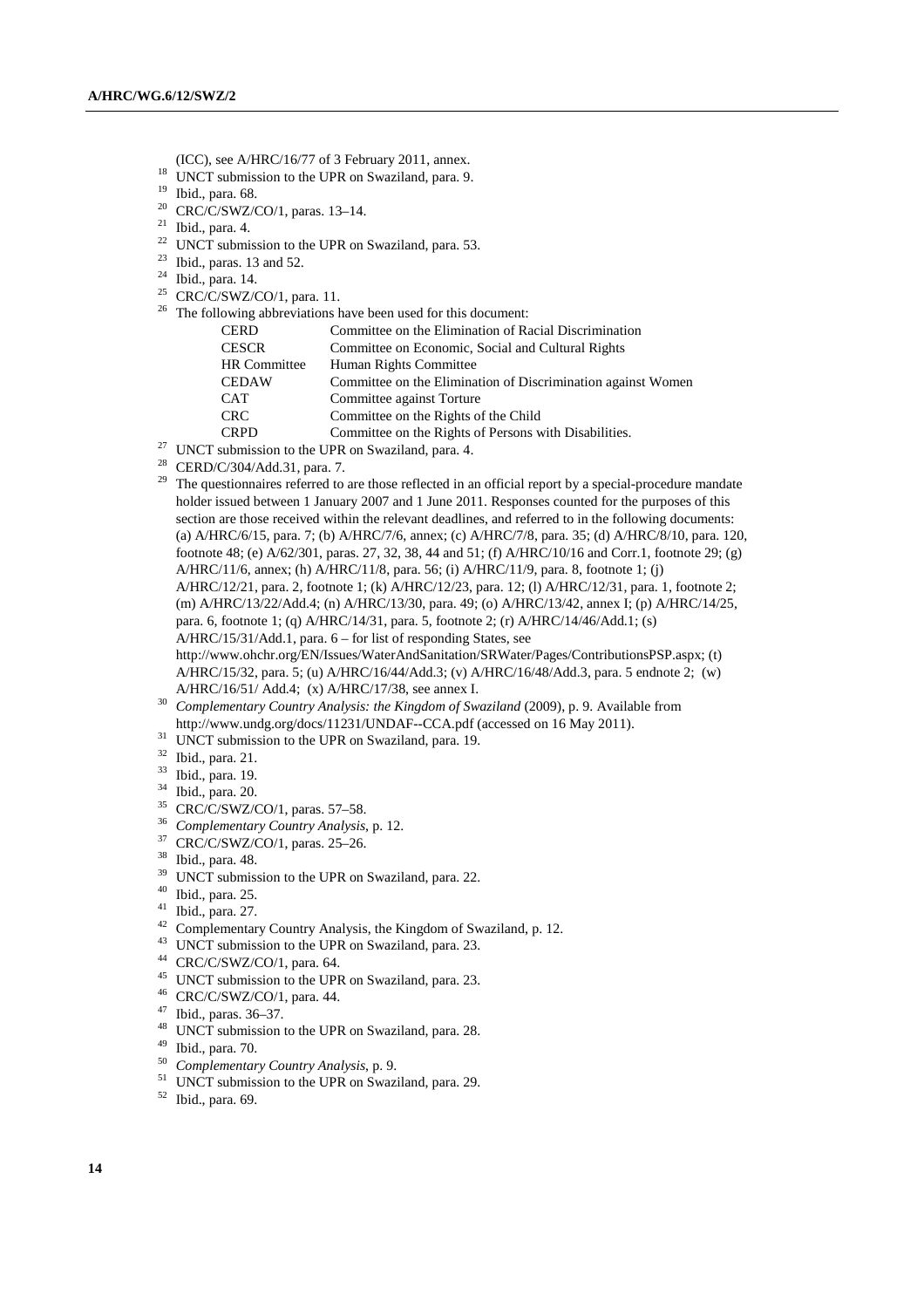(ICC), see A/HRC/16/77 of 3 February 2011, annex.

[18] UNCT submission to the UPR on Swaziland, para. 9.

[19] Ibid., para. 68.

[20] CRC/C/SWZ/CO/1, paras. 13–14.

[21] Ibid., para. 4.

[22] UNCT submission to the UPR on Swaziland, para. 53.

[23] Ibid., paras. 13 and 52.

[24] Ibid., para. 14.

[25] CRC/C/SWZ/CO/1, para. 11.

[26] The following abbreviations have been used for this document:

| | |
|---|---|
| CERD | Committee on the Elimination of Racial Discrimination |
| CESCR | Committee on Economic, Social and Cultural Rights |
| HR Committee | Human Rights Committee |
| CEDAW | Committee on the Elimination of Discrimination against Women |
| CAT | Committee against Torture |
| CRC | Committee on the Rights of the Child |
| CRPD | Committee on the Rights of Persons with Disabilities. |

[27] UNCT submission to the UPR on Swaziland, para. 4.

[28] CERD/C/304/Add.31, para. 7.

[29] The questionnaires referred to are those reflected in an official report by a special-procedure mandate holder issued between 1 January 2007 and 1 June 2011. Responses counted for the purposes of this section are those received within the relevant deadlines, and referred to in the following documents: (a) A/HRC/6/15, para. 7; (b) A/HRC/7/6, annex; (c) A/HRC/7/8, para. 35; (d) A/HRC/8/10, para. 120, footnote 48; (e) A/62/301, paras. 27, 32, 38, 44 and 51; (f) A/HRC/10/16 and Corr.1, footnote 29; (g) A/HRC/11/6, annex; (h) A/HRC/11/8, para. 56; (i) A/HRC/11/9, para. 8, footnote 1; (j) A/HRC/12/21, para. 2, footnote 1; (k) A/HRC/12/23, para. 12; (l) A/HRC/12/31, para. 1, footnote 2; (m) A/HRC/13/22/Add.4; (n) A/HRC/13/30, para. 49; (o) A/HRC/13/42, annex I; (p) A/HRC/14/25, para. 6, footnote 1; (q) A/HRC/14/31, para. 5, footnote 2; (r) A/HRC/14/46/Add.1; (s) A/HRC/15/31/Add.1, para. 6 – for list of responding States, see http://www.ohchr.org/EN/Issues/WaterAndSanitation/SRWater/Pages/ContributionsPSP.aspx; (t) A/HRC/15/32, para. 5; (u) A/HRC/16/44/Add.3; (v) A/HRC/16/48/Add.3, para. 5 endnote 2; (w) A/HRC/16/51/ Add.4; (x) A/HRC/17/38, see annex I.

[30] *Complementary Country Analysis: the Kingdom of Swaziland* (2009), p. 9. Available from http://www.undg.org/docs/11231/UNDAF--CCA.pdf (accessed on 16 May 2011).

[31] UNCT submission to the UPR on Swaziland, para. 19.

[32] Ibid., para. 21.

[33] Ibid., para. 19.

[34] Ibid., para. 20.

[35] CRC/C/SWZ/CO/1, paras. 57–58.

[36] *Complementary Country Analysis*, p. 12.

[37] CRC/C/SWZ/CO/1, paras. 25–26.

[38] Ibid., para. 48.

[39] UNCT submission to the UPR on Swaziland, para. 22.

[40] Ibid., para. 25.

[41] Ibid., para. 27.

[42] Complementary Country Analysis, the Kingdom of Swaziland, p. 12.

[43] UNCT submission to the UPR on Swaziland, para. 23.

[44] CRC/C/SWZ/CO/1, para. 64.

[45] UNCT submission to the UPR on Swaziland, para. 23.

[46] CRC/C/SWZ/CO/1, para. 44.

[47] Ibid., paras. 36–37.

[48] UNCT submission to the UPR on Swaziland, para. 28.

[49] Ibid., para. 70.

[50] *Complementary Country Analysis*, p. 9.

[51] UNCT submission to the UPR on Swaziland, para. 29.

[52] Ibid., para. 69.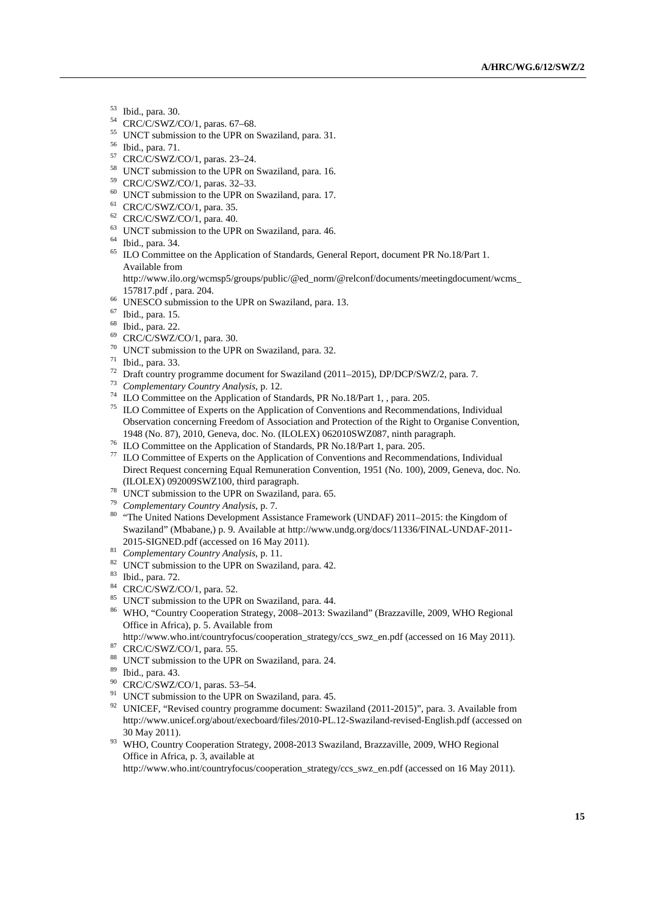[53] Ibid., para. 30.
[54] CRC/C/SWZ/CO/1, paras. 67–68.
[55] UNCT submission to the UPR on Swaziland, para. 31.
[56] Ibid., para. 71.
[57] CRC/C/SWZ/CO/1, paras. 23–24.
[58] UNCT submission to the UPR on Swaziland, para. 16.
[59] CRC/C/SWZ/CO/1, paras. 32–33.
[60] UNCT submission to the UPR on Swaziland, para. 17.
[61] CRC/C/SWZ/CO/1, para. 35.
[62] CRC/C/SWZ/CO/1, para. 40.
[63] UNCT submission to the UPR on Swaziland, para. 46.
[64] Ibid., para. 34.
[65] ILO Committee on the Application of Standards, General Report, document PR No.18/Part 1. Available from http://www.ilo.org/wcmsp5/groups/public/@ed_norm/@relconf/documents/meetingdocument/wcms_157817.pdf , para. 204.
[66] UNESCO submission to the UPR on Swaziland, para. 13.
[67] Ibid., para. 15.
[68] Ibid., para. 22.
[69] CRC/C/SWZ/CO/1, para. 30.
[70] UNCT submission to the UPR on Swaziland, para. 32.
[71] Ibid., para. 33.
[72] Draft country programme document for Swaziland (2011–2015), DP/DCP/SWZ/2, para. 7.
[73] *Complementary Country Analysis*, p. 12.
[74] ILO Committee on the Application of Standards, PR No.18/Part 1, , para. 205.
[75] ILO Committee of Experts on the Application of Conventions and Recommendations, Individual Observation concerning Freedom of Association and Protection of the Right to Organise Convention, 1948 (No. 87), 2010, Geneva, doc. No. (ILOLEX) 062010SWZ087, ninth paragraph.
[76] ILO Committee on the Application of Standards, PR No.18/Part 1, para. 205.
[77] ILO Committee of Experts on the Application of Conventions and Recommendations, Individual Direct Request concerning Equal Remuneration Convention, 1951 (No. 100), 2009, Geneva, doc. No. (ILOLEX) 092009SWZ100, third paragraph.
[78] UNCT submission to the UPR on Swaziland, para. 65.
[79] *Complementary Country Analysis*, p. 7.
[80] "The United Nations Development Assistance Framework (UNDAF) 2011–2015: the Kingdom of Swaziland" (Mbabane,) p. 9. Available at http://www.undg.org/docs/11336/FINAL-UNDAF-2011-2015-SIGNED.pdf (accessed on 16 May 2011).
[81] *Complementary Country Analysis*, p. 11.
[82] UNCT submission to the UPR on Swaziland, para. 42.
[83] Ibid., para. 72.
[84] CRC/C/SWZ/CO/1, para. 52.
[85] UNCT submission to the UPR on Swaziland, para. 44.
[86] WHO, "Country Cooperation Strategy, 2008–2013: Swaziland" (Brazzaville, 2009, WHO Regional Office in Africa), p. 5. Available from http://www.who.int/countryfocus/cooperation_strategy/ccs_swz_en.pdf (accessed on 16 May 2011).
[87] CRC/C/SWZ/CO/1, para. 55.
[88] UNCT submission to the UPR on Swaziland, para. 24.
[89] Ibid., para. 43.
[90] CRC/C/SWZ/CO/1, paras. 53–54.
[91] UNCT submission to the UPR on Swaziland, para. 45.
[92] UNICEF, "Revised country programme document: Swaziland (2011-2015)", para. 3. Available from http://www.unicef.org/about/execboard/files/2010-PL.12-Swaziland-revised-English.pdf (accessed on 30 May 2011).
[93] WHO, Country Cooperation Strategy, 2008-2013 Swaziland, Brazzaville, 2009, WHO Regional Office in Africa, p. 3, available at http://www.who.int/countryfocus/cooperation_strategy/ccs_swz_en.pdf (accessed on 16 May 2011).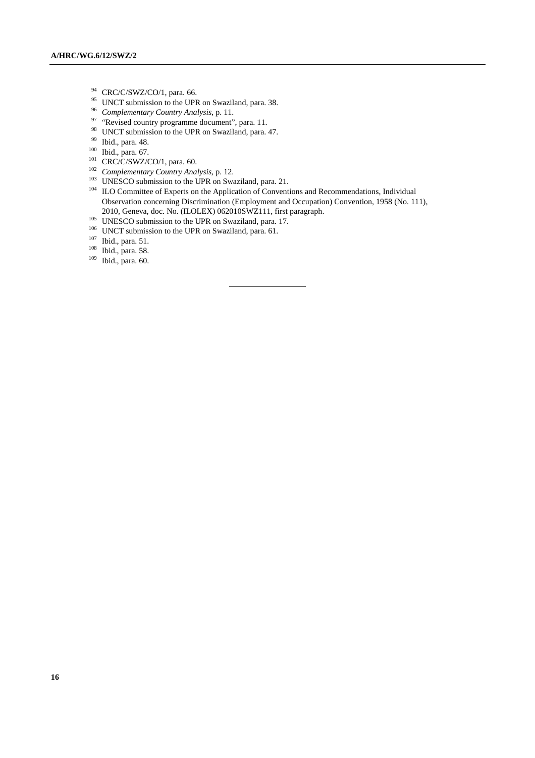[94] CRC/C/SWZ/CO/1, para. 66.
[95] UNCT submission to the UPR on Swaziland, para. 38.
[96] *Complementary Country Analysis*, p. 11.
[97] "Revised country programme document", para. 11.
[98] UNCT submission to the UPR on Swaziland, para. 47.
[99] Ibid., para. 48.
[100] Ibid., para. 67.
[101] CRC/C/SWZ/CO/1, para. 60.
[102] *Complementary Country Analysis*, p. 12.
[103] UNESCO submission to the UPR on Swaziland, para. 21.
[104] ILO Committee of Experts on the Application of Conventions and Recommendations, Individual Observation concerning Discrimination (Employment and Occupation) Convention, 1958 (No. 111), 2010, Geneva, doc. No. (ILOLEX) 062010SWZ111, first paragraph.
[105] UNESCO submission to the UPR on Swaziland, para. 17.
[106] UNCT submission to the UPR on Swaziland, para. 61.
[107] Ibid., para. 51.
[108] Ibid., para. 58.
[109] Ibid., para. 60.